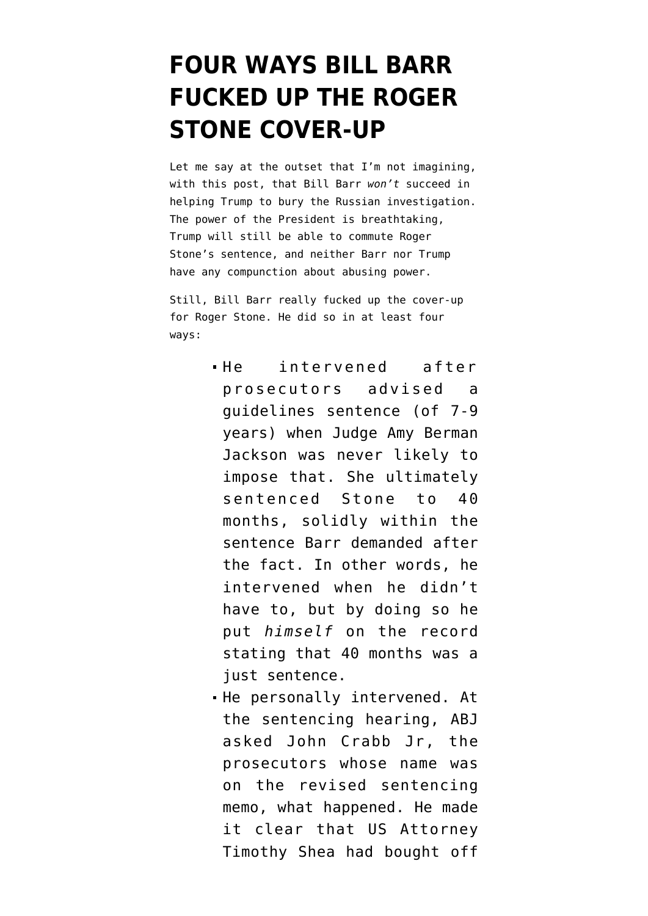# FOUR WAYS BILL BARR FUCKED UP THE ROGER STONE COVER-UP

Let me say at the outset that I'm not imagining, with this post, that Bill Barr *won't* succeed in helping Trump to bury the Russian investigation. The power of the President is breathtaking, Trump will still be able to commute Roger Stone's sentence, and neither Barr nor Trump have any compunction about abusing power.

Still, Bill Barr really fucked up the cover-up for Roger Stone. He did so in at least four ways:

- He intervened after prosecutors advised a guidelines sentence (of 7-9 years) when Judge Amy Berman Jackson was never likely to impose that. She ultimately sentenced Stone to 40 months, solidly within the sentence Barr demanded after the fact. In other words, he intervened when he didn't have to, but by doing so he put *himself* on the record stating that 40 months was a just sentence.
- He personally intervened. At the sentencing hearing, ABJ asked John Crabb Jr, the prosecutors whose name was on the revised sentencing memo, what happened. He made it clear that US Attorney Timothy Shea had bought off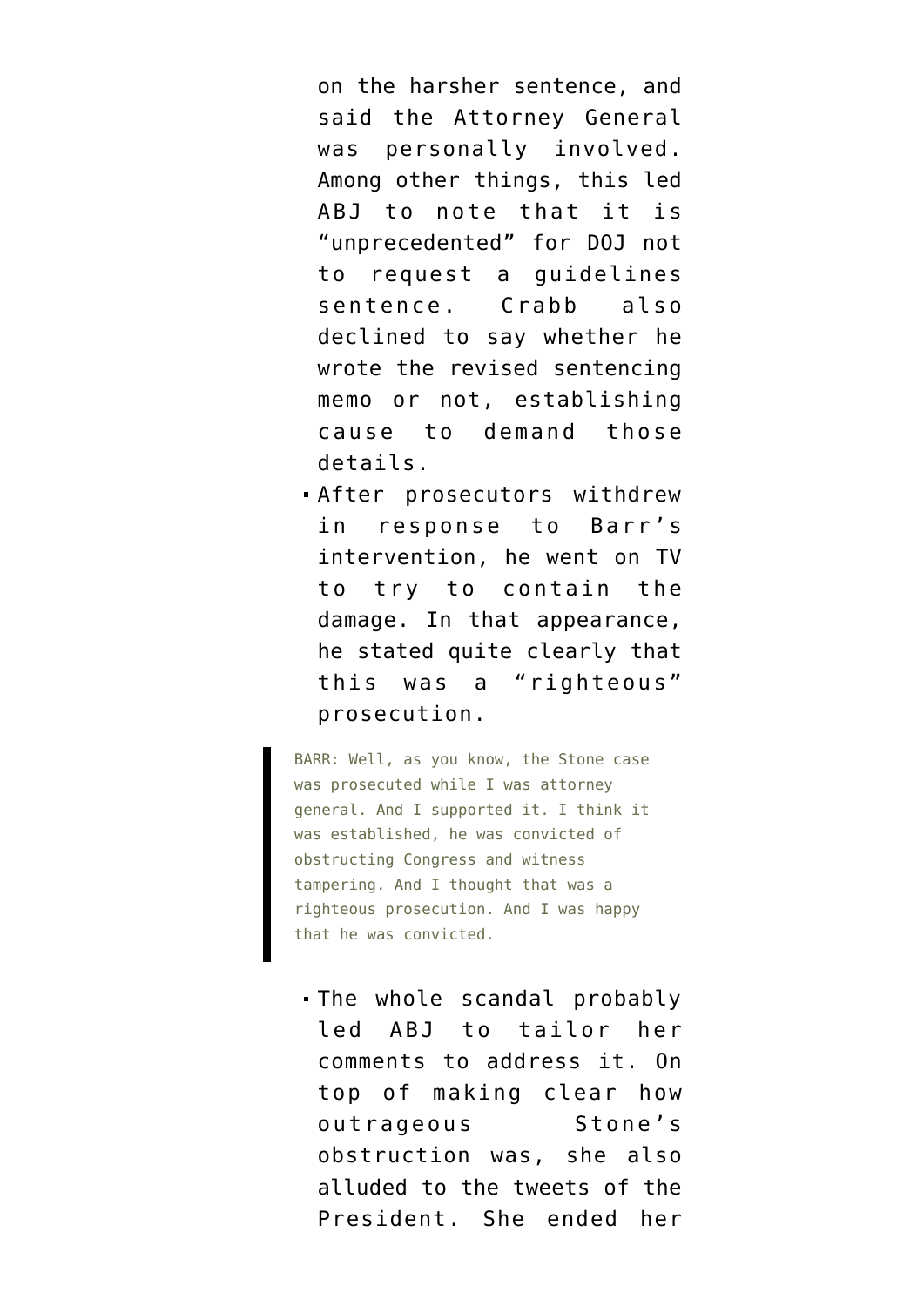on the harsher sentence, and said the Attorney General was personally involved. Among other things, this led ABJ to note that it is "unprecedented" for DOJ not to request a guidelines sentence. Crabb also declined to say whether he wrote the revised sentencing memo or not, establishing cause to demand those details.

- After prosecutors withdrew in response to Barr's intervention, he went on TV to try to contain the damage. In that appearance, he stated quite clearly that this was a "righteous" prosecution.

> BARR: Well, as you know, the Stone case was prosecuted while I was attorney general. And I supported it. I think it was established, he was convicted of obstructing Congress and witness tampering. And I thought that was a righteous prosecution. And I was happy that he was convicted.

- The whole scandal probably led ABJ to tailor her comments to address it. On top of making clear how outrageous Stone's obstruction was, she also alluded to the tweets of the President. She ended her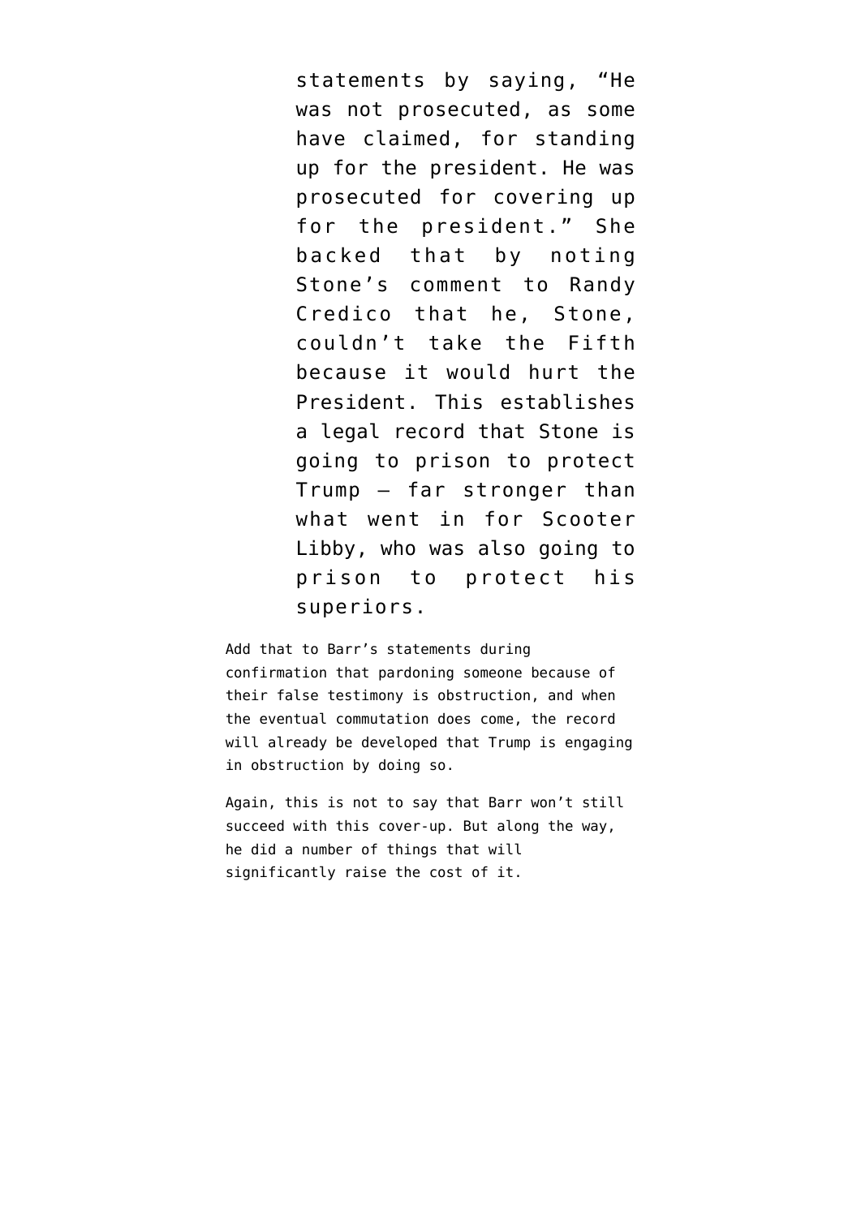> statements by saying, "He was not prosecuted, as some have claimed, for standing up for the president. He was prosecuted for covering up for the president." She backed that by noting Stone's comment to Randy Credico that he, Stone, couldn't take the Fifth because it would hurt the President. This establishes a legal record that Stone is going to prison to protect Trump — far stronger than what went in for Scooter Libby, who was also going to prison to protect his superiors.

Add that to Barr's statements during confirmation that pardoning someone because of their false testimony is obstruction, and when the eventual commutation does come, the record will already be developed that Trump is engaging in obstruction by doing so.

Again, this is not to say that Barr won't still succeed with this cover-up. But along the way, he did a number of things that will significantly raise the cost of it.